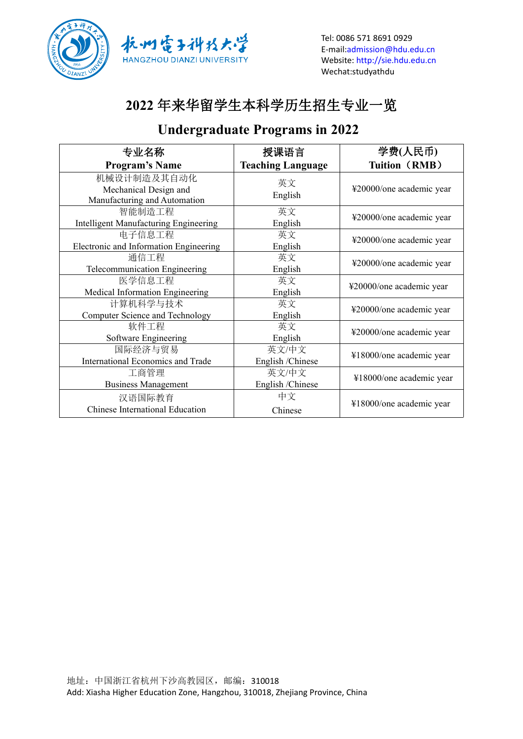杭州电子科技大学
HANGZHOU DIANZI UNIVERSITY

Tel: 0086 571 8691 0929
E-mail:admission@hdu.edu.cn
Website: http://sie.hdu.edu.cn
Wechat:studyathdu

# 2022 年来华留学生本科学历生招生专业一览

## Undergraduate Programs in 2022

| 专业名称<br>**Program's Name** | 授课语言<br>**Teaching Language** | 学费(人民币)<br>**Tuition（RMB）** |
|---|---|---|
| 机械设计制造及其自动化<br>Mechanical Design and Manufacturing and Automation | 英文<br>English | ¥20000/one academic year |
| 智能制造工程<br>Intelligent Manufacturing Engineering | 英文<br>English | ¥20000/one academic year |
| 电子信息工程<br>Electronic and Information Engineering | 英文<br>English | ¥20000/one academic year |
| 通信工程<br>Telecommunication Engineering | 英文<br>English | ¥20000/one academic year |
| 医学信息工程<br>Medical Information Engineering | 英文<br>English | ¥20000/one academic year |
| 计算机科学与技术<br>Computer Science and Technology | 英文<br>English | ¥20000/one academic year |
| 软件工程<br>Software Engineering | 英文<br>English | ¥20000/one academic year |
| 国际经济与贸易<br>International Economics and Trade | 英文/中文<br>English /Chinese | ¥18000/one academic year |
| 工商管理<br>Business Management | 英文/中文<br>English /Chinese | ¥18000/one academic year |
| 汉语国际教育<br>Chinese International Education | 中文<br>Chinese | ¥18000/one academic year |

地址：中国浙江省杭州下沙高教园区，邮编：310018
Add: Xiasha Higher Education Zone, Hangzhou, 310018, Zhejiang Province, China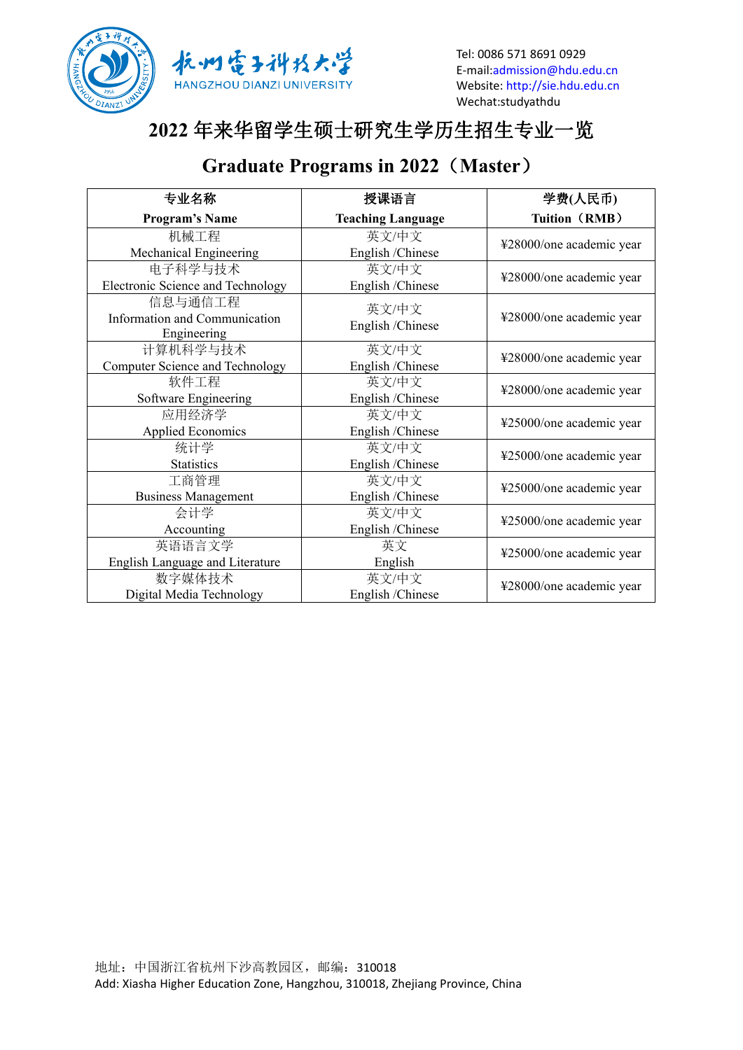杭州電子科技大学
HANGZHOU DIANZI UNIVERSITY

Tel: 0086 571 8691 0929
E-mail:admission@hdu.edu.cn
Website: http://sie.hdu.edu.cn
Wechat:studyathdu

# 2022 年来华留学生硕士研究生学历生招生专业一览

## Graduate Programs in 2022（Master）

| 专业名称<br>**Program's Name** | 授课语言<br>**Teaching Language** | 学费(人民币)<br>**Tuition（RMB）** |
|---|---|---|
| 机械工程<br>Mechanical Engineering | 英文/中文<br>English /Chinese | ¥28000/one academic year |
| 电子科学与技术<br>Electronic Science and Technology | 英文/中文<br>English /Chinese | ¥28000/one academic year |
| 信息与通信工程<br>Information and Communication Engineering | 英文/中文<br>English /Chinese | ¥28000/one academic year |
| 计算机科学与技术<br>Computer Science and Technology | 英文/中文<br>English /Chinese | ¥28000/one academic year |
| 软件工程<br>Software Engineering | 英文/中文<br>English /Chinese | ¥28000/one academic year |
| 应用经济学<br>Applied Economics | 英文/中文<br>English /Chinese | ¥25000/one academic year |
| 统计学<br>Statistics | 英文/中文<br>English /Chinese | ¥25000/one academic year |
| 工商管理<br>Business Management | 英文/中文<br>English /Chinese | ¥25000/one academic year |
| 会计学<br>Accounting | 英文/中文<br>English /Chinese | ¥25000/one academic year |
| 英语语言文学<br>English Language and Literature | 英文<br>English | ¥25000/one academic year |
| 数字媒体技术<br>Digital Media Technology | 英文/中文<br>English /Chinese | ¥28000/one academic year |

地址：中国浙江省杭州下沙高教园区，邮编：310018
Add: Xiasha Higher Education Zone, Hangzhou, 310018, Zhejiang Province, China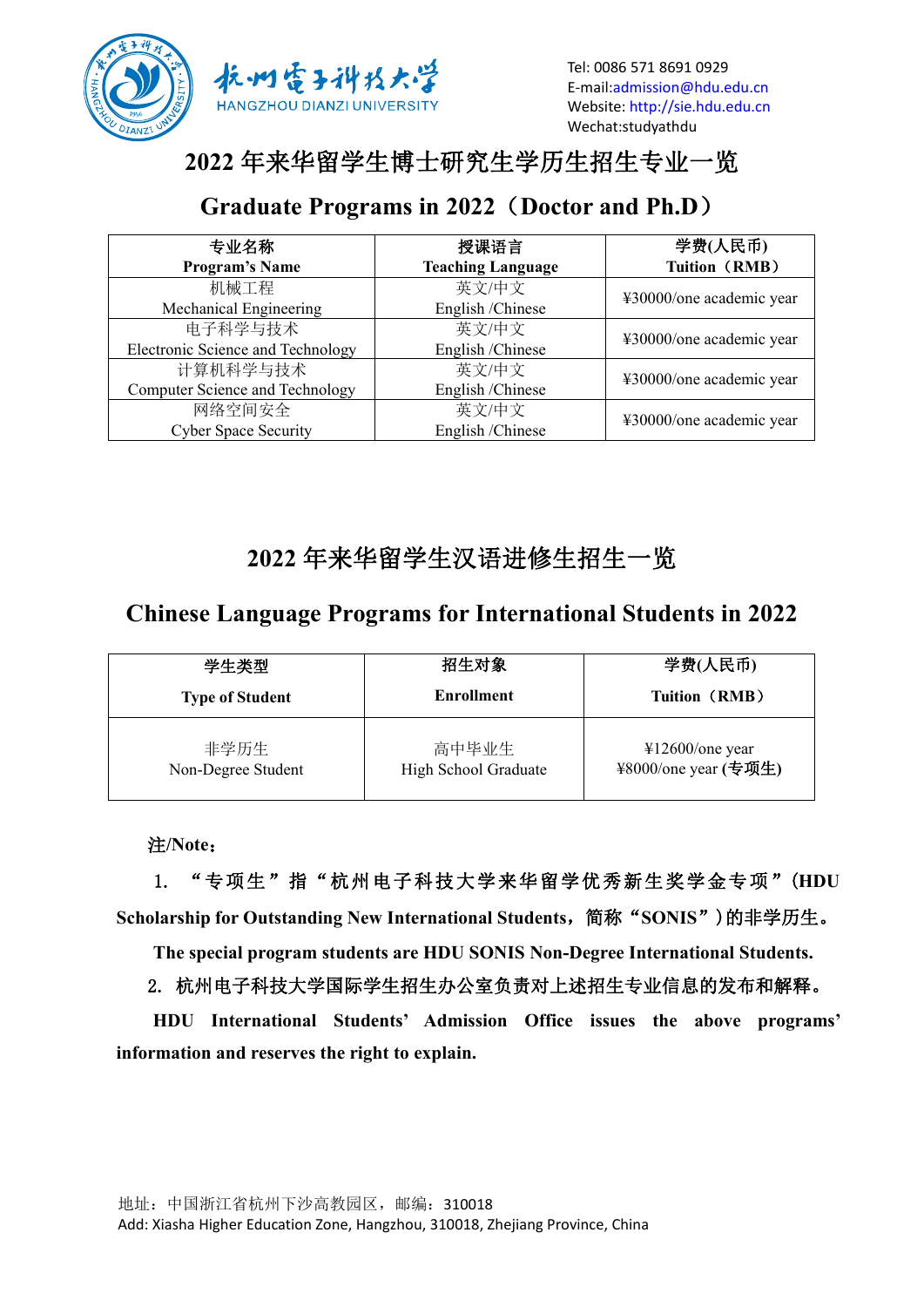Tel: 0086 571 8691 0929
E-mail:admission@hdu.edu.cn
Website: http://sie.hdu.edu.cn
Wechat:studyathdu

# 2022 年来华留学生博士研究生学历生招生专业一览

## Graduate Programs in 2022（Doctor and Ph.D）

| 专业名称<br>Program's Name | 授课语言<br>Teaching Language | 学费(人民币)<br>Tuition（RMB） |
|---|---|---|
| 机械工程<br>Mechanical Engineering | 英文/中文<br>English /Chinese | ¥30000/one academic year |
| 电子科学与技术<br>Electronic Science and Technology | 英文/中文<br>English /Chinese | ¥30000/one academic year |
| 计算机科学与技术<br>Computer Science and Technology | 英文/中文<br>English /Chinese | ¥30000/one academic year |
| 网络空间安全<br>Cyber Space Security | 英文/中文<br>English /Chinese | ¥30000/one academic year |

# 2022 年来华留学生汉语进修生招生一览

## Chinese Language Programs for International Students in 2022

| 学生类型<br>Type of Student | 招生对象<br>Enrollment | 学费(人民币)<br>Tuition（RMB） |
|---|---|---|
| 非学历生<br>Non-Degree Student | 高中毕业生<br>High School Graduate | ¥12600/one year<br>¥8000/one year (专项生) |

**注/Note：**

1. **"专项生"指"杭州电子科技大学来华留学优秀新生奖学金专项"(HDU Scholarship for Outstanding New International Students，简称"SONIS")的非学历生。**

   **The special program students are HDU SONIS Non-Degree International Students.**

2. **杭州电子科技大学国际学生招生办公室负责对上述招生专业信息的发布和解释。**

   **HDU International Students' Admission Office issues the above programs' information and reserves the right to explain.**

地址：中国浙江省杭州下沙高教园区，邮编：310018
Add: Xiasha Higher Education Zone, Hangzhou, 310018, Zhejiang Province, China